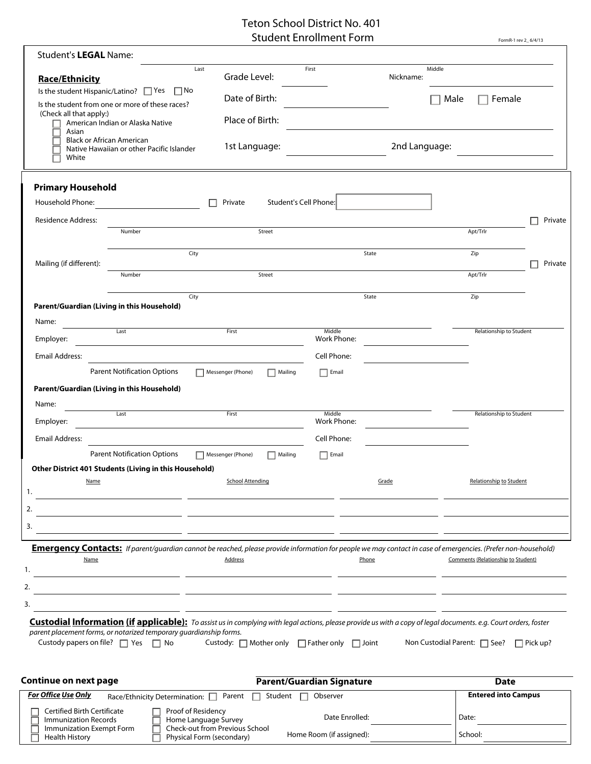# Teton School District No. 401
## Student Enrollment Form

FormR-1 rev 2_ 6/4/13

Student's **LEGAL** Name: ______________________________
Last First Middle

Grade Level: ________ Nickname: ______________________

Date of Birth: ______________________ ☐ Male ☐ Female

Place of Birth: ______________________________

1st Language: ______________________ 2nd Language: ______________________

### Race/Ethnicity

Is the student Hispanic/Latino? ☐ Yes ☐ No

Is the student from one or more of these races?
(Check all that apply:)

- ☐ American Indian or Alaska Native
- ☐ Asian
- ☐ Black or African American
- ☐ Native Hawaiian or other Pacific Islander
- ☐ White

### Primary Household

Household Phone: ______________________ ☐ Private Student's Cell Phone: ______________________

Residence Address: ______________________________ ☐ Private
Number Street Apt/Trlr

______________________________
City State Zip

Mailing (if different): ______________________________ ☐ Private
Number Street Apt/Trlr

______________________________
City State Zip

**Parent/Guardian (Living in this Household)**

Name: ______________________________ ______________________
Last First Middle Relationship to Student

Employer: ______________________ Work Phone: ______________________

Email Address: ______________________ Cell Phone: ______________________

Parent Notification Options ☐ Messenger (Phone) ☐ Mailing ☐ Email

**Parent/Guardian (Living in this Household)**

Name: ______________________________ ______________________
Last First Middle Relationship to Student

Employer: ______________________ Work Phone: ______________________

Email Address: ______________________ Cell Phone: ______________________

Parent Notification Options ☐ Messenger (Phone) ☐ Mailing ☐ Email

**Other District 401 Students (Living in this Household)**

| | Name | School Attending | Grade | Relationship to Student |
|---|---|---|---|---|
| 1. | | | | |
| 2. | | | | |
| 3. | | | | |

### Emergency Contacts:

*If parent/guardian cannot be reached, please provide information for people we may contact in case of emergencies. (Prefer non-household)*

| | Name | Address | Phone | Comments (Relationship to Student) |
|---|---|---|---|---|
| 1. | | | | |
| 2. | | | | |
| 3. | | | | |

### Custodial Information (if applicable):

*To assist us in complying with legal actions, please provide us with a copy of legal documents. e.g. Court orders, foster parent placement forms, or notarized temporary guardianship forms.*

Custody papers on file? ☐ Yes ☐ No Custody: ☐ Mother only ☐ Father only ☐ Joint Non Custodial Parent: ☐ See? ☐ Pick up?

**Continue on next page** **Parent/Guardian Signature** **Date**

---

***For Office Use Only*** Race/Ethnicity Determination: ☐ Parent ☐ Student ☐ Observer

- ☐ Certified Birth Certificate
- ☐ Immunization Records
- ☐ Immunization Exempt Form
- ☐ Health History
- ☐ Proof of Residency
- ☐ Home Language Survey
- ☐ Check-out from Previous School
- ☐ Physical Form (secondary)

Date Enrolled: ______________________

Home Room (if assigned): ______________________

**Entered into Campus**

Date: ______________________

School: ______________________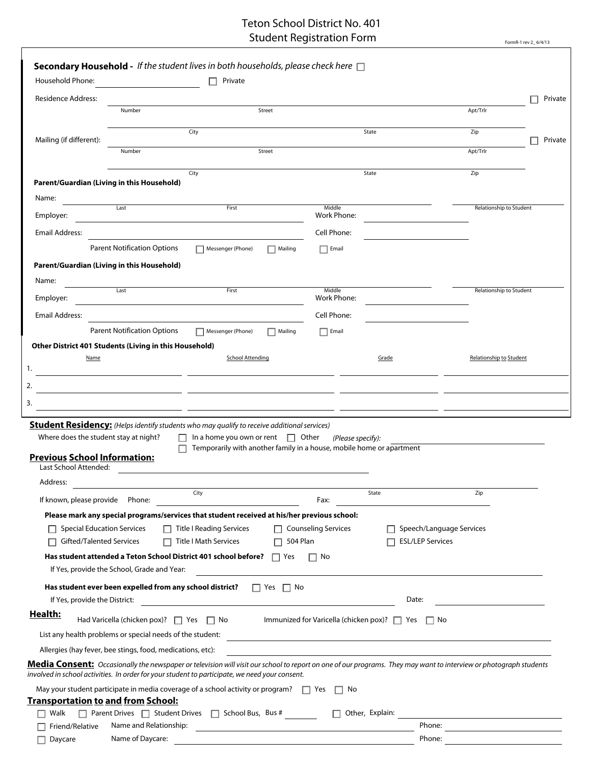# Teton School District No. 401
## Student Registration Form

FormR-1 rev 2_ 6/4/13

**Secondary Household -** *If the student lives in both households, please check here* ☐

Household Phone: ____________________ ☐ Private

Residence Address: ______________________________________________ ☐ Private

Number | Street | Apt/Trlr

City | State | Zip

Mailing (if different): ______________________________________________ ☐ Private

Number | Street | Apt/Trlr

City | State | Zip

**Parent/Guardian (Living in this Household)**

Name: ______________________________________________ ____________________

Last | First | Middle | Relationship to Student

Employer: ______________________ Work Phone: ______________________

Email Address: ______________________ Cell Phone: ______________________

Parent Notification Options ☐ Messenger (Phone) ☐ Mailing ☐ Email

**Parent/Guardian (Living in this Household)**

Name: ______________________________________________ ____________________

Last | First | Middle | Relationship to Student

Employer: ______________________ Work Phone: ______________________

Email Address: ______________________ Cell Phone: ______________________

Parent Notification Options ☐ Messenger (Phone) ☐ Mailing ☐ Email

**Other District 401 Students (Living in this Household)**

| | Name | School Attending | Grade | Relationship to Student |
|---|---|---|---|---|
| 1. | | | | |
| 2. | | | | |
| 3. | | | | |

## Student Residency:
*(Helps identify students who may qualify to receive additional services)*

Where does the student stay at night? ☐ In a home you own or rent ☐ Other *(Please specify):* ______________________

☐ Temporarily with another family in a house, mobile home or apartment

## Previous School Information:

Last School Attended: ______________________________________________

Address: ______________________________________________

City | State | Zip

If known, please provide Phone: ______________________ Fax: ______________________

**Please mark any special programs/services that student received at his/her previous school:**

☐ Special Education Services ☐ Title I Reading Services ☐ Counseling Services ☐ Speech/Language Services

☐ Gifted/Talented Services ☐ Title I Math Services ☐ 504 Plan ☐ ESL/LEP Services

**Has student attended a Teton School District 401 school before?** ☐ Yes ☐ No

If Yes, provide the School, Grade and Year: ______________________________________________

**Has student ever been expelled from any school district?** ☐ Yes ☐ No

If Yes, provide the District: ______________________________ Date: ______________________

## Health:

Had Varicella (chicken pox)? ☐ Yes ☐ No Immunized for Varicella (chicken pox)? ☐ Yes ☐ No

List any health problems or special needs of the student: ______________________________________________

Allergies (hay fever, bee stings, food, medications, etc): ______________________________________________

**Media Consent:** *Occasionally the newspaper or television will visit our school to report on one of our programs. They may want to interview or photograph students involved in school activities. In order for your student to participate, we need your consent.*

May your student participate in media coverage of a school activity or program? ☐ Yes ☐ No

## Transportation to and from School:

☐ Walk ☐ Parent Drives ☐ Student Drives ☐ School Bus, Bus # ________ ☐ Other, Explain: ______________________

☐ Friend/Relative Name and Relationship: ______________________________ Phone: ______________________

☐ Daycare Name of Daycare: ______________________________ Phone: ______________________